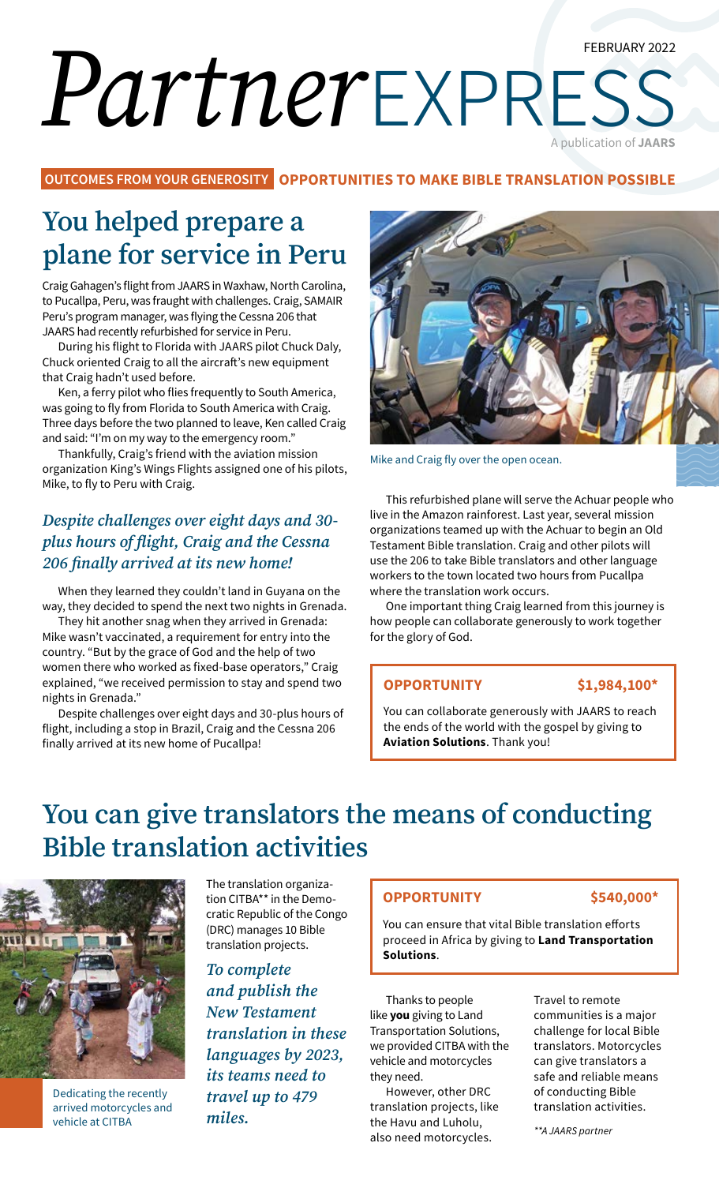FEBRUARY 2022

# *Partner*EXPRESS

A publication of **JAARS**

**OUTCOMES FROM YOUR GENEROSITY** **OPPORTUNITIES TO MAKE BIBLE TRANSLATION POSSIBLE**

## You helped prepare a plane for service in Peru

Craig Gahagen's flight from JAARS in Waxhaw, North Carolina, to Pucallpa, Peru, was fraught with challenges. Craig, SAMAIR Peru's program manager, was flying the Cessna 206 that JAARS had recently refurbished for service in Peru.

During his flight to Florida with JAARS pilot Chuck Daly, Chuck oriented Craig to all the aircraft's new equipment that Craig hadn't used before.

Ken, a ferry pilot who flies frequently to South America, was going to fly from Florida to South America with Craig. Three days before the two planned to leave, Ken called Craig and said: "I'm on my way to the emergency room."

Thankfully, Craig's friend with the aviation mission organization King's Wings Flights assigned one of his pilots, Mike, to fly to Peru with Craig.

### *Despite challenges over eight days and 30-plus hours of flight, Craig and the Cessna 206 finally arrived at its new home!*

When they learned they couldn't land in Guyana on the way, they decided to spend the next two nights in Grenada.

They hit another snag when they arrived in Grenada: Mike wasn't vaccinated, a requirement for entry into the country. "But by the grace of God and the help of two women there who worked as fixed-base operators," Craig explained, "we received permission to stay and spend two nights in Grenada."

Despite challenges over eight days and 30-plus hours of flight, including a stop in Brazil, Craig and the Cessna 206 finally arrived at its new home of Pucallpa!

Mike and Craig fly over the open ocean.

This refurbished plane will serve the Achuar people who live in the Amazon rainforest. Last year, several mission organizations teamed up with the Achuar to begin an Old Testament Bible translation. Craig and other pilots will use the 206 to take Bible translators and other language workers to the town located two hours from Pucallpa where the translation work occurs.

One important thing Craig learned from this journey is how people can collaborate generously to work together for the glory of God.

**OPPORTUNITY** **$1,984,100***

You can collaborate generously with JAARS to reach the ends of the world with the gospel by giving to **Aviation Solutions**. Thank you!

## You can give translators the means of conducting Bible translation activities

Dedicating the recently arrived motorcycles and vehicle at CITBA

The translation organization CITBA** in the Democratic Republic of the Congo (DRC) manages 10 Bible translation projects.

### *To complete and publish the New Testament translation in these languages by 2023, its teams need to travel up to 479 miles.*

**OPPORTUNITY** **$540,000***

You can ensure that vital Bible translation efforts proceed in Africa by giving to **Land Transportation Solutions**.

Thanks to people like **you** giving to Land Transportation Solutions, we provided CITBA with the vehicle and motorcycles they need.

However, other DRC translation projects, like the Havu and Luholu, also need motorcycles.

Travel to remote communities is a major challenge for local Bible translators. Motorcycles can give translators a safe and reliable means of conducting Bible translation activities.

*\*\*A JAARS partner*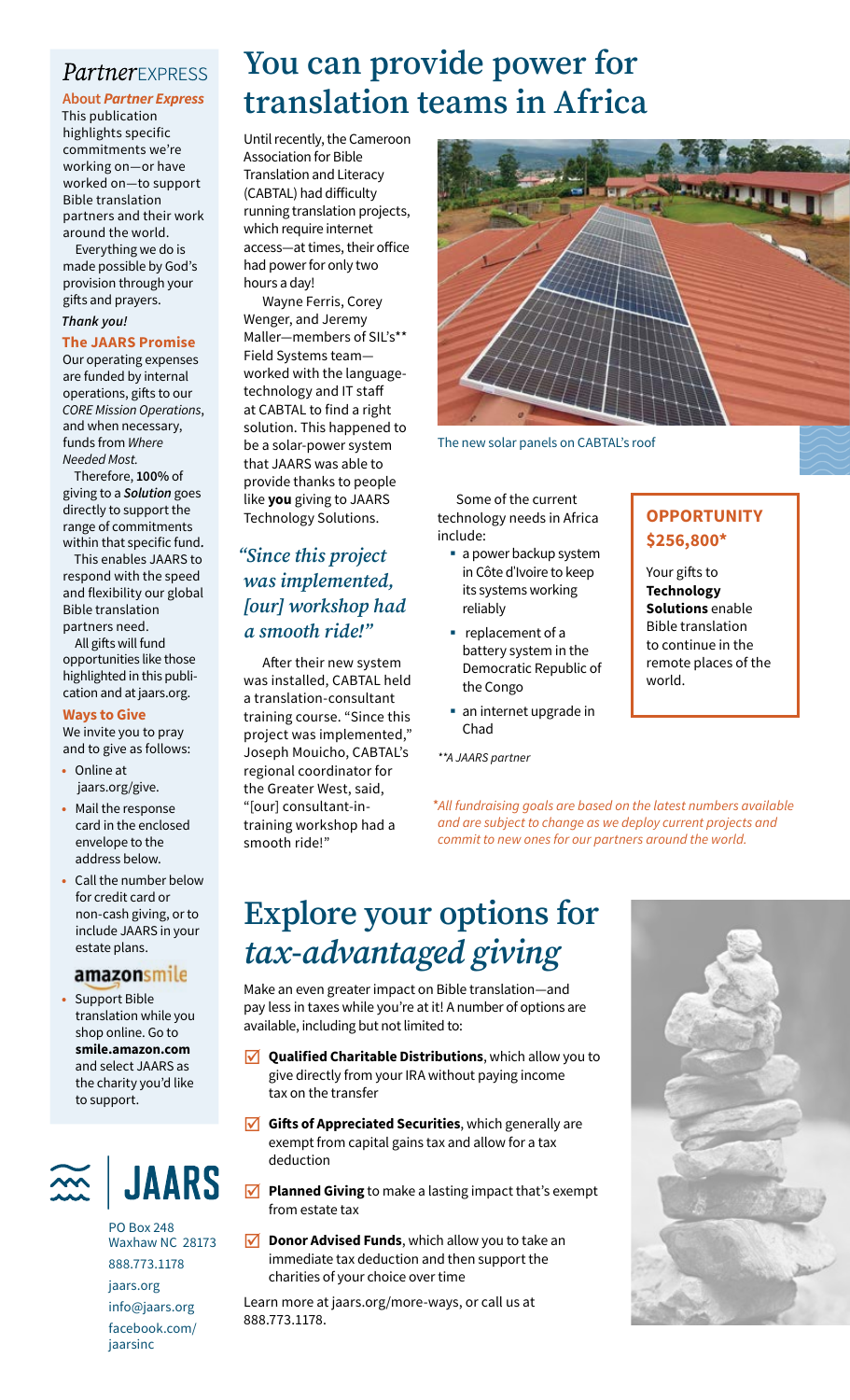## *Partner* EXPRESS

### About *Partner Express*

This publication highlights specific commitments we're working on—or have worked on—to support Bible translation partners and their work around the world.

Everything we do is made possible by God's provision through your gifts and prayers.

***Thank you!***

### The JAARS Promise

Our operating expenses are funded by internal operations, gifts to our *CORE Mission Operations*, and when necessary, funds from *Where Needed Most.*

Therefore, **100%** of giving to a ***Solution*** goes directly to support the range of commitments within that specific fund.

This enables JAARS to respond with the speed and flexibility our global Bible translation partners need.

All gifts will fund opportunities like those highlighted in this publication and at jaars.org.

### Ways to Give

We invite you to pray and to give as follows:

- Online at jaars.org/give.
- Mail the response card in the enclosed envelope to the address below.
- Call the number below for credit card or non-cash giving, or to include JAARS in your estate plans.

amazonsmile

- Support Bible translation while you shop online. Go to **smile.amazon.com** and select JAARS as the charity you'd like to support.

JAARS

PO Box 248
Waxhaw NC 28173
888.773.1178
jaars.org
info@jaars.org
facebook.com/jaarsinc

# You can provide power for translation teams in Africa

Until recently, the Cameroon Association for Bible Translation and Literacy (CABTAL) had difficulty running translation projects, which require internet access—at times, their office had power for only two hours a day!

Wayne Ferris, Corey Wenger, and Jeremy Maller—members of SIL's** Field Systems team—worked with the language-technology and IT staff at CABTAL to find a right solution. This happened to be a solar-power system that JAARS was able to provide thanks to people like **you** giving to JAARS Technology Solutions.

> *"Since this project was implemented, [our] workshop had a smooth ride!"*

After their new system was installed, CABTAL held a translation-consultant training course. "Since this project was implemented," Joseph Mouicho, CABTAL's regional coordinator for the Greater West, said, "[our] consultant-in-training workshop had a smooth ride!"

The new solar panels on CABTAL's roof

Some of the current technology needs in Africa include:

- a power backup system in Côte d'Ivoire to keep its systems working reliably
- replacement of a battery system in the Democratic Republic of the Congo
- an internet upgrade in Chad

*\*\*A JAARS partner*

**OPPORTUNITY $256,800***

Your gifts to **Technology Solutions** enable Bible translation to continue in the remote places of the world.

*\*All fundraising goals are based on the latest numbers available and are subject to change as we deploy current projects and commit to new ones for our partners around the world.*

# Explore your options for *tax-advantaged giving*

Make an even greater impact on Bible translation—and pay less in taxes while you're at it! A number of options are available, including but not limited to:

- ☑ **Qualified Charitable Distributions**, which allow you to give directly from your IRA without paying income tax on the transfer
- ☑ **Gifts of Appreciated Securities**, which generally are exempt from capital gains tax and allow for a tax deduction
- ☑ **Planned Giving** to make a lasting impact that's exempt from estate tax
- ☑ **Donor Advised Funds**, which allow you to take an immediate tax deduction and then support the charities of your choice over time

Learn more at jaars.org/more-ways, or call us at 888.773.1178.